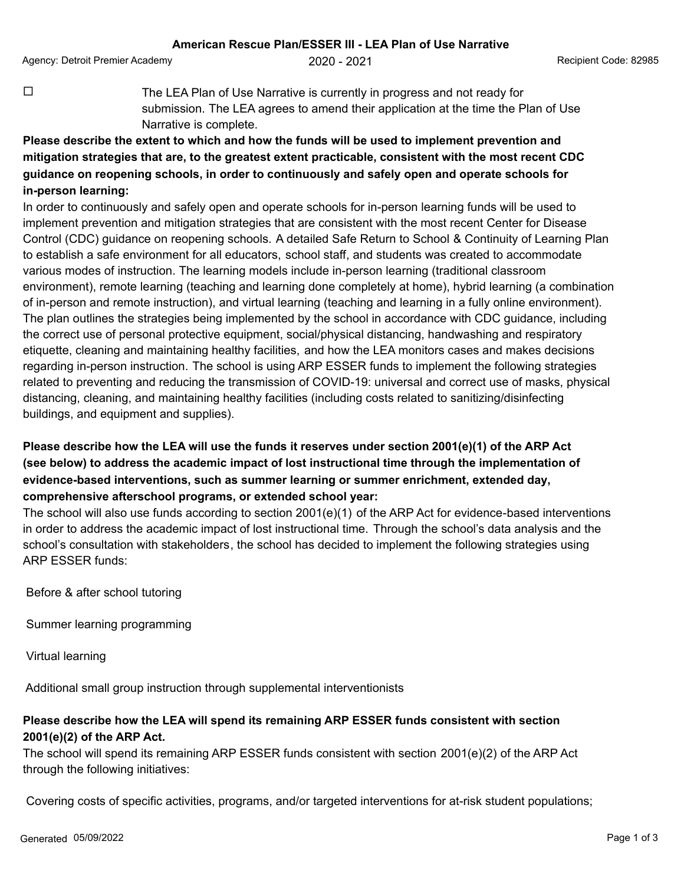## American Rescue Plan/ESSER III - LEA Plan of Use Narrative

Agency: Detroit Premier Academy 2020 - 2021 Recipient Code: 82985

☐ The LEA Plan of Use Narrative is currently in progress and not ready for submission. The LEA agrees to amend their application at the time the Plan of Use Narrative is complete.

**Please describe the extent to which and how the funds will be used to implement prevention and mitigation strategies that are, to the greatest extent practicable, consistent with the most recent CDC guidance on reopening schools, in order to continuously and safely open and operate schools for in-person learning:**

In order to continuously and safely open and operate schools for in-person learning funds will be used to implement prevention and mitigation strategies that are consistent with the most recent Center for Disease Control (CDC) guidance on reopening schools. A detailed Safe Return to School & Continuity of Learning Plan to establish a safe environment for all educators, school staff, and students was created to accommodate various modes of instruction. The learning models include in-person learning (traditional classroom environment), remote learning (teaching and learning done completely at home), hybrid learning (a combination of in-person and remote instruction), and virtual learning (teaching and learning in a fully online environment). The plan outlines the strategies being implemented by the school in accordance with CDC guidance, including the correct use of personal protective equipment, social/physical distancing, handwashing and respiratory etiquette, cleaning and maintaining healthy facilities, and how the LEA monitors cases and makes decisions regarding in-person instruction. The school is using ARP ESSER funds to implement the following strategies related to preventing and reducing the transmission of COVID-19: universal and correct use of masks, physical distancing, cleaning, and maintaining healthy facilities (including costs related to sanitizing/disinfecting buildings, and equipment and supplies).

**Please describe how the LEA will use the funds it reserves under section 2001(e)(1) of the ARP Act (see below) to address the academic impact of lost instructional time through the implementation of evidence-based interventions, such as summer learning or summer enrichment, extended day, comprehensive afterschool programs, or extended school year:**

The school will also use funds according to section 2001(e)(1) of the ARP Act for evidence-based interventions in order to address the academic impact of lost instructional time. Through the school's data analysis and the school's consultation with stakeholders, the school has decided to implement the following strategies using ARP ESSER funds:

Before & after school tutoring

Summer learning programming

Virtual learning

Additional small group instruction through supplemental interventionists

**Please describe how the LEA will spend its remaining ARP ESSER funds consistent with section 2001(e)(2) of the ARP Act.**

The school will spend its remaining ARP ESSER funds consistent with section 2001(e)(2) of the ARP Act through the following initiatives:

Covering costs of specific activities, programs, and/or targeted interventions for at-risk student populations;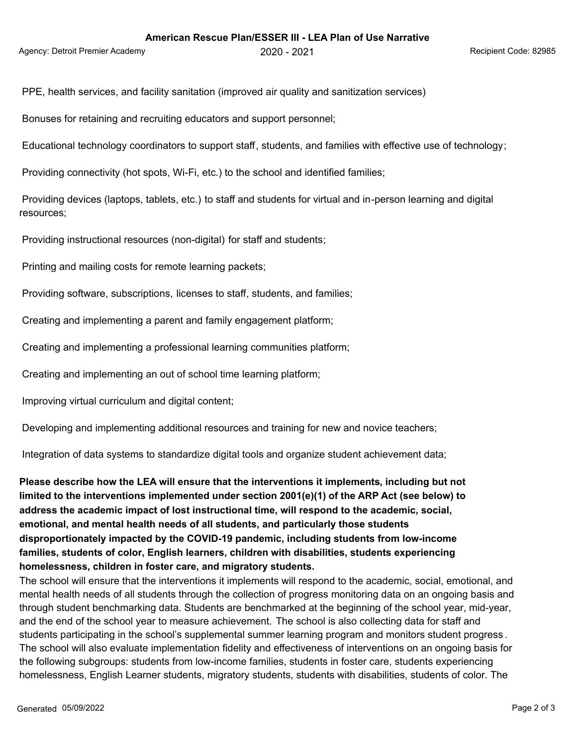PPE, health services, and facility sanitation (improved air quality and sanitization services)

Bonuses for retaining and recruiting educators and support personnel;

Educational technology coordinators to support staff, students, and families with effective use of technology;

Providing connectivity (hot spots, Wi-Fi, etc.) to the school and identified families;

Providing devices (laptops, tablets, etc.) to staff and students for virtual and in-person learning and digital resources;

Providing instructional resources (non-digital) for staff and students;

Printing and mailing costs for remote learning packets;

Providing software, subscriptions, licenses to staff, students, and families;

Creating and implementing a parent and family engagement platform;

Creating and implementing a professional learning communities platform;

Creating and implementing an out of school time learning platform;

Improving virtual curriculum and digital content;

Developing and implementing additional resources and training for new and novice teachers;

Integration of data systems to standardize digital tools and organize student achievement data;

**Please describe how the LEA will ensure that the interventions it implements, including but not limited to the interventions implemented under section 2001(e)(1) of the ARP Act (see below) to address the academic impact of lost instructional time, will respond to the academic, social, emotional, and mental health needs of all students, and particularly those students disproportionately impacted by the COVID-19 pandemic, including students from low-income families, students of color, English learners, children with disabilities, students experiencing homelessness, children in foster care, and migratory students.**

The school will ensure that the interventions it implements will respond to the academic, social, emotional, and mental health needs of all students through the collection of progress monitoring data on an ongoing basis and through student benchmarking data. Students are benchmarked at the beginning of the school year, mid-year, and the end of the school year to measure achievement. The school is also collecting data for staff and students participating in the school's supplemental summer learning program and monitors student progress. The school will also evaluate implementation fidelity and effectiveness of interventions on an ongoing basis for the following subgroups: students from low-income families, students in foster care, students experiencing homelessness, English Learner students, migratory students, students with disabilities, students of color. The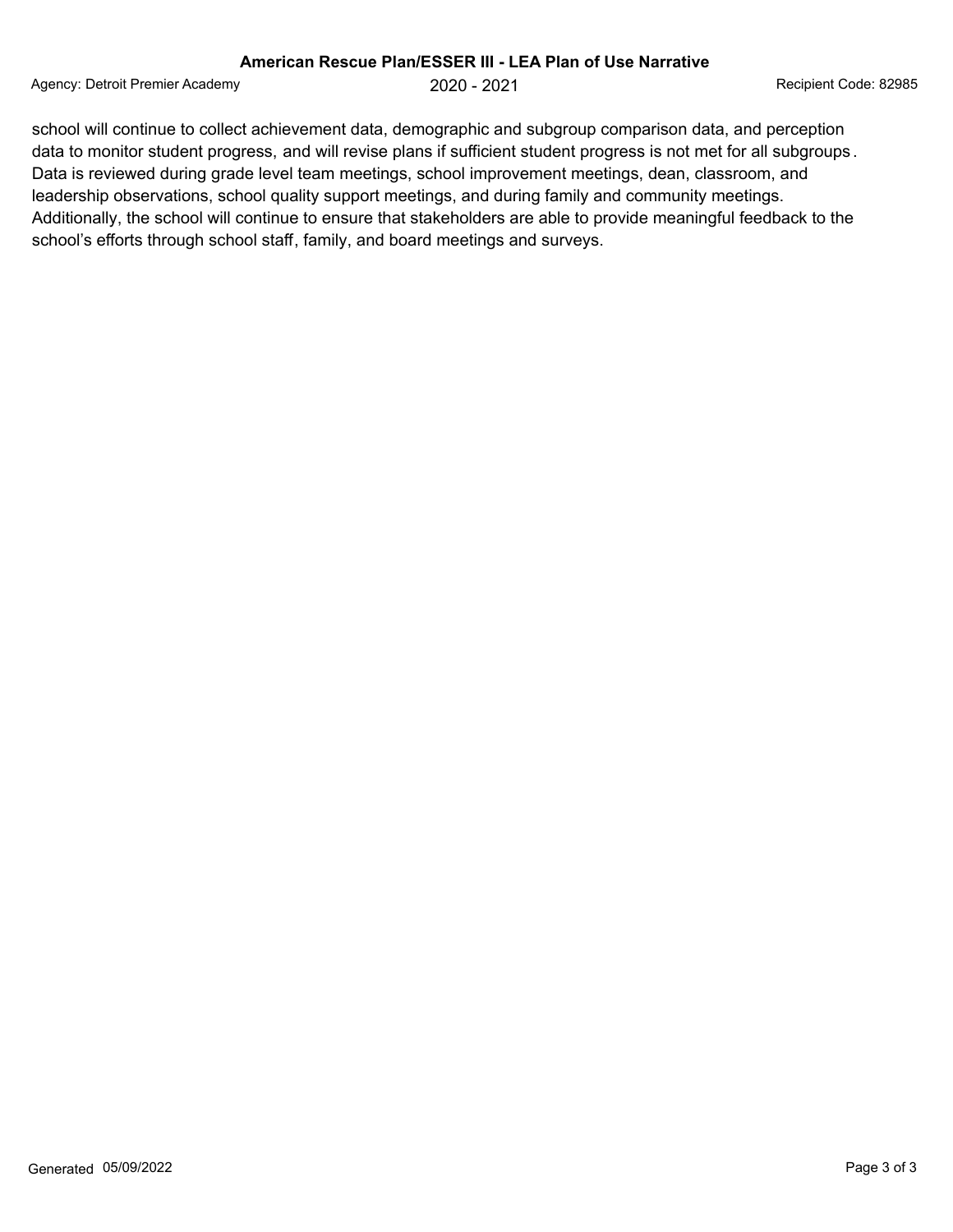school will continue to collect achievement data, demographic and subgroup comparison data, and perception data to monitor student progress, and will revise plans if sufficient student progress is not met for all subgroups. Data is reviewed during grade level team meetings, school improvement meetings, dean, classroom, and leadership observations, school quality support meetings, and during family and community meetings. Additionally, the school will continue to ensure that stakeholders are able to provide meaningful feedback to the school's efforts through school staff, family, and board meetings and surveys.